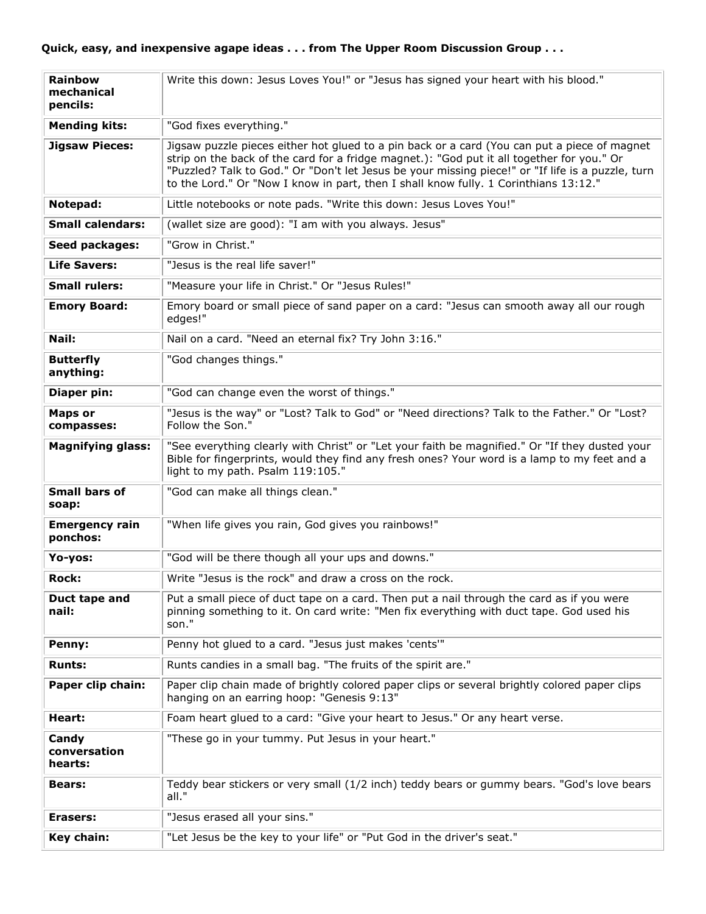**Quick, easy, and inexpensive agape ideas . . . from The Upper Room Discussion Group . . .**

| | |
|---|---|
| **Rainbow mechanical pencils:** | Write this down: Jesus Loves You!" or "Jesus has signed your heart with his blood." |
| **Mending kits:** | "God fixes everything." |
| **Jigsaw Pieces:** | Jigsaw puzzle pieces either hot glued to a pin back or a card (You can put a piece of magnet strip on the back of the card for a fridge magnet.): "God put it all together for you." Or "Puzzled? Talk to God." Or "Don't let Jesus be your missing piece!" or "If life is a puzzle, turn to the Lord." Or "Now I know in part, then I shall know fully. 1 Corinthians 13:12." |
| **Notepad:** | Little notebooks or note pads. "Write this down: Jesus Loves You!" |
| **Small calendars:** | (wallet size are good): "I am with you always. Jesus" |
| **Seed packages:** | "Grow in Christ." |
| **Life Savers:** | "Jesus is the real life saver!" |
| **Small rulers:** | "Measure your life in Christ." Or "Jesus Rules!" |
| **Emory Board:** | Emory board or small piece of sand paper on a card: "Jesus can smooth away all our rough edges!" |
| **Nail:** | Nail on a card. "Need an eternal fix? Try John 3:16." |
| **Butterfly anything:** | "God changes things." |
| **Diaper pin:** | "God can change even the worst of things." |
| **Maps or compasses:** | "Jesus is the way" or "Lost? Talk to God" or "Need directions? Talk to the Father." Or "Lost? Follow the Son." |
| **Magnifying glass:** | "See everything clearly with Christ" or "Let your faith be magnified." Or "If they dusted your Bible for fingerprints, would they find any fresh ones? Your word is a lamp to my feet and a light to my path. Psalm 119:105." |
| **Small bars of soap:** | "God can make all things clean." |
| **Emergency rain ponchos:** | "When life gives you rain, God gives you rainbows!" |
| **Yo-yos:** | "God will be there though all your ups and downs." |
| **Rock:** | Write "Jesus is the rock" and draw a cross on the rock. |
| **Duct tape and nail:** | Put a small piece of duct tape on a card. Then put a nail through the card as if you were pinning something to it. On card write: "Men fix everything with duct tape. God used his son." |
| **Penny:** | Penny hot glued to a card. "Jesus just makes 'cents'" |
| **Runts:** | Runts candies in a small bag. "The fruits of the spirit are." |
| **Paper clip chain:** | Paper clip chain made of brightly colored paper clips or several brightly colored paper clips hanging on an earring hoop: "Genesis 9:13" |
| **Heart:** | Foam heart glued to a card: "Give your heart to Jesus." Or any heart verse. |
| **Candy conversation hearts:** | "These go in your tummy. Put Jesus in your heart." |
| **Bears:** | Teddy bear stickers or very small (1/2 inch) teddy bears or gummy bears. "God's love bears all." |
| **Erasers:** | "Jesus erased all your sins." |
| **Key chain:** | "Let Jesus be the key to your life" or "Put God in the driver's seat." |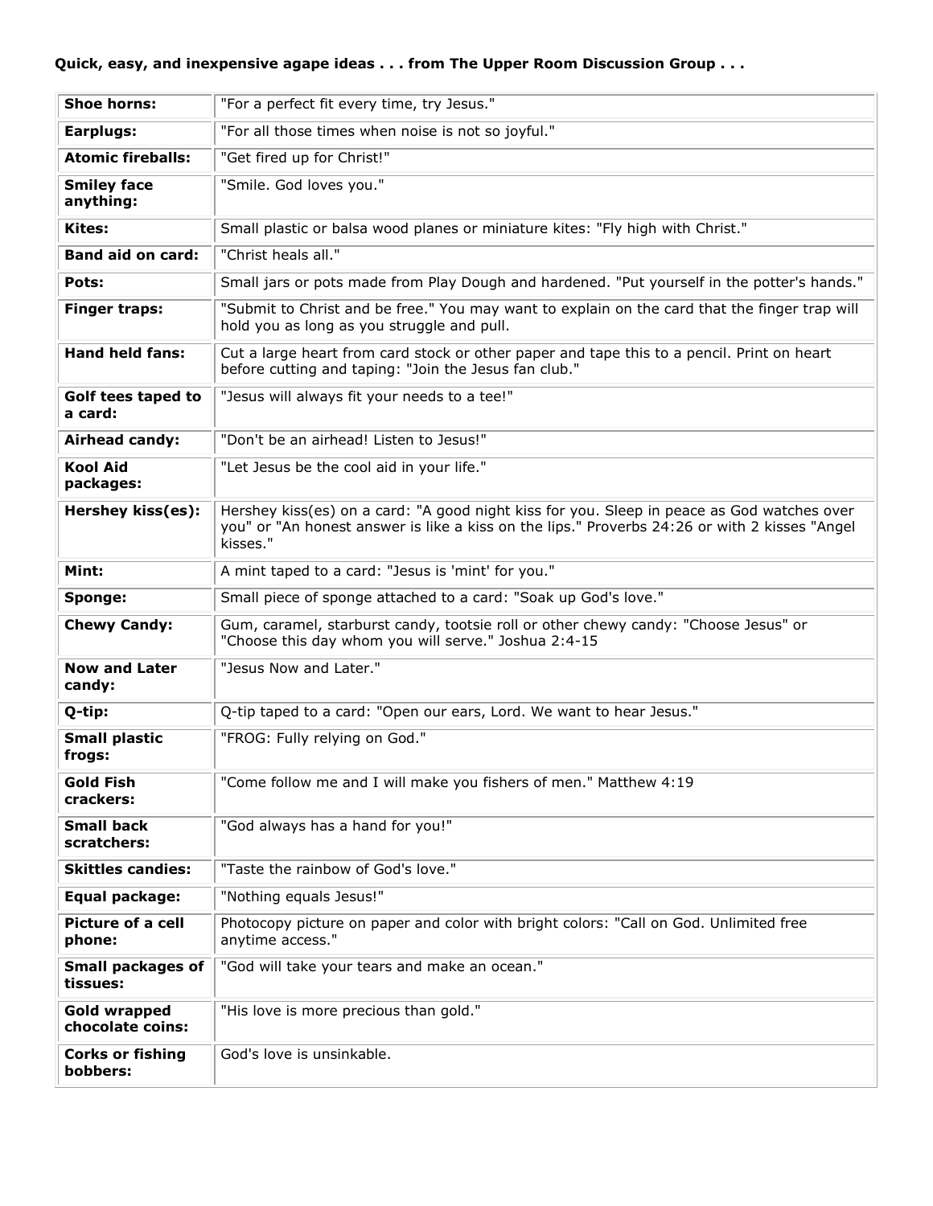**Quick, easy, and inexpensive agape ideas . . . from The Upper Room Discussion Group . . .**

| | |
|---|---|
| **Shoe horns:** | "For a perfect fit every time, try Jesus." |
| **Earplugs:** | "For all those times when noise is not so joyful." |
| **Atomic fireballs:** | "Get fired up for Christ!" |
| **Smiley face anything:** | "Smile. God loves you." |
| **Kites:** | Small plastic or balsa wood planes or miniature kites: "Fly high with Christ." |
| **Band aid on card:** | "Christ heals all." |
| **Pots:** | Small jars or pots made from Play Dough and hardened. "Put yourself in the potter's hands." |
| **Finger traps:** | "Submit to Christ and be free." You may want to explain on the card that the finger trap will hold you as long as you struggle and pull. |
| **Hand held fans:** | Cut a large heart from card stock or other paper and tape this to a pencil. Print on heart before cutting and taping: "Join the Jesus fan club." |
| **Golf tees taped to a card:** | "Jesus will always fit your needs to a tee!" |
| **Airhead candy:** | "Don't be an airhead! Listen to Jesus!" |
| **Kool Aid packages:** | "Let Jesus be the cool aid in your life." |
| **Hershey kiss(es):** | Hershey kiss(es) on a card: "A good night kiss for you. Sleep in peace as God watches over you" or "An honest answer is like a kiss on the lips." Proverbs 24:26 or with 2 kisses "Angel kisses." |
| **Mint:** | A mint taped to a card: "Jesus is 'mint' for you." |
| **Sponge:** | Small piece of sponge attached to a card: "Soak up God's love." |
| **Chewy Candy:** | Gum, caramel, starburst candy, tootsie roll or other chewy candy: "Choose Jesus" or "Choose this day whom you will serve." Joshua 2:4-15 |
| **Now and Later candy:** | "Jesus Now and Later." |
| **Q-tip:** | Q-tip taped to a card: "Open our ears, Lord. We want to hear Jesus." |
| **Small plastic frogs:** | "FROG: Fully relying on God." |
| **Gold Fish crackers:** | "Come follow me and I will make you fishers of men." Matthew 4:19 |
| **Small back scratchers:** | "God always has a hand for you!" |
| **Skittles candies:** | "Taste the rainbow of God's love." |
| **Equal package:** | "Nothing equals Jesus!" |
| **Picture of a cell phone:** | Photocopy picture on paper and color with bright colors: "Call on God. Unlimited free anytime access." |
| **Small packages of tissues:** | "God will take your tears and make an ocean." |
| **Gold wrapped chocolate coins:** | "His love is more precious than gold." |
| **Corks or fishing bobbers:** | God's love is unsinkable. |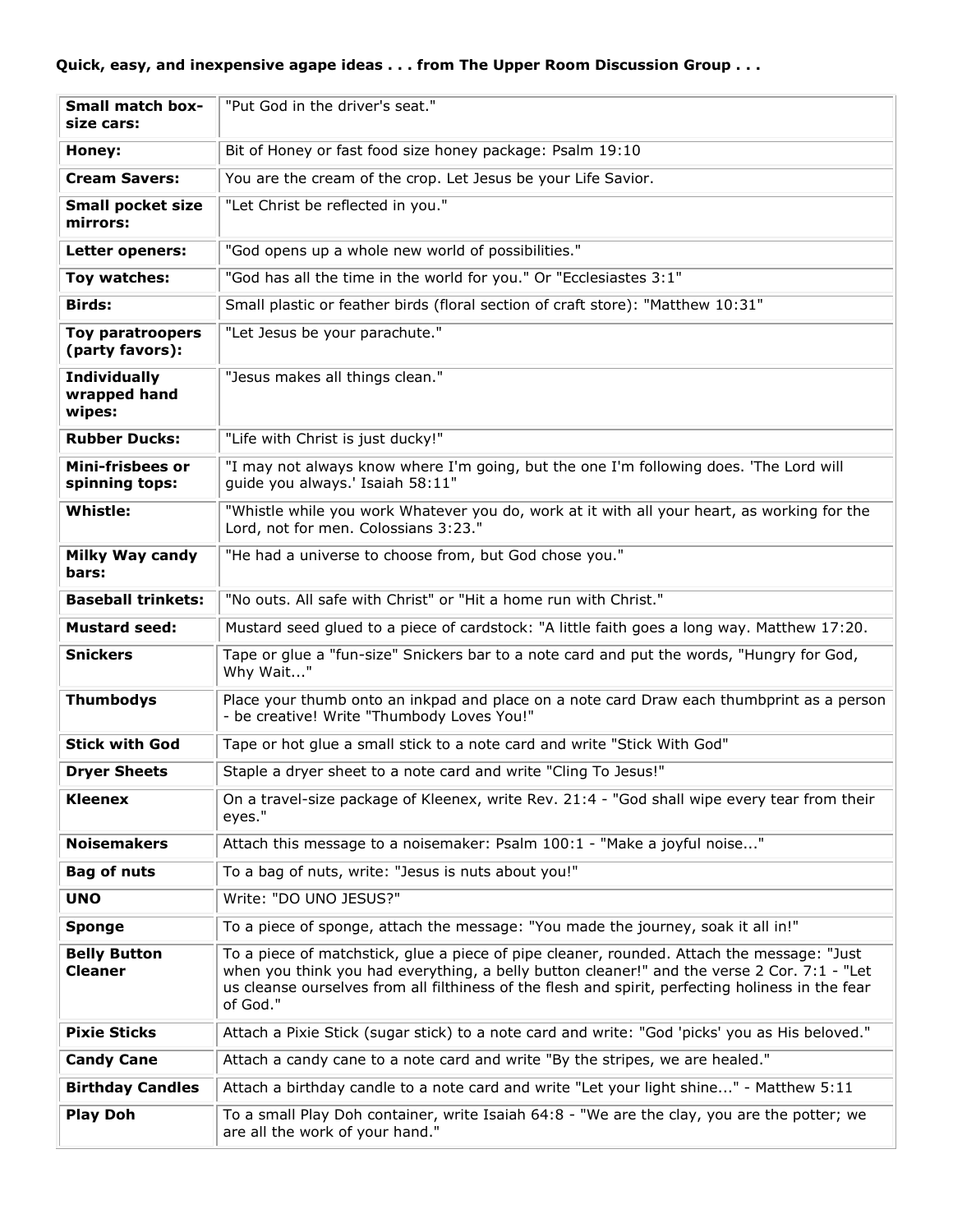**Quick, easy, and inexpensive agape ideas . . . from The Upper Room Discussion Group . . .**

| | |
|---|---|
| **Small match box-size cars:** | "Put God in the driver's seat." |
| **Honey:** | Bit of Honey or fast food size honey package: Psalm 19:10 |
| **Cream Savers:** | You are the cream of the crop. Let Jesus be your Life Savior. |
| **Small pocket size mirrors:** | "Let Christ be reflected in you." |
| **Letter openers:** | "God opens up a whole new world of possibilities." |
| **Toy watches:** | "God has all the time in the world for you." Or "Ecclesiastes 3:1" |
| **Birds:** | Small plastic or feather birds (floral section of craft store): "Matthew 10:31" |
| **Toy paratroopers (party favors):** | "Let Jesus be your parachute." |
| **Individually wrapped hand wipes:** | "Jesus makes all things clean." |
| **Rubber Ducks:** | "Life with Christ is just ducky!" |
| **Mini-frisbees or spinning tops:** | "I may not always know where I'm going, but the one I'm following does. 'The Lord will guide you always.' Isaiah 58:11" |
| **Whistle:** | "Whistle while you work Whatever you do, work at it with all your heart, as working for the Lord, not for men. Colossians 3:23." |
| **Milky Way candy bars:** | "He had a universe to choose from, but God chose you." |
| **Baseball trinkets:** | "No outs. All safe with Christ" or "Hit a home run with Christ." |
| **Mustard seed:** | Mustard seed glued to a piece of cardstock: "A little faith goes a long way. Matthew 17:20. |
| **Snickers** | Tape or glue a "fun-size" Snickers bar to a note card and put the words, "Hungry for God, Why Wait..." |
| **Thumbodys** | Place your thumb onto an inkpad and place on a note card Draw each thumbprint as a person - be creative! Write "Thumbody Loves You!" |
| **Stick with God** | Tape or hot glue a small stick to a note card and write "Stick With God" |
| **Dryer Sheets** | Staple a dryer sheet to a note card and write "Cling To Jesus!" |
| **Kleenex** | On a travel-size package of Kleenex, write Rev. 21:4 - "God shall wipe every tear from their eyes." |
| **Noisemakers** | Attach this message to a noisemaker: Psalm 100:1 - "Make a joyful noise..." |
| **Bag of nuts** | To a bag of nuts, write: "Jesus is nuts about you!" |
| **UNO** | Write: "DO UNO JESUS?" |
| **Sponge** | To a piece of sponge, attach the message: "You made the journey, soak it all in!" |
| **Belly Button Cleaner** | To a piece of matchstick, glue a piece of pipe cleaner, rounded. Attach the message: "Just when you think you had everything, a belly button cleaner!" and the verse 2 Cor. 7:1 - "Let us cleanse ourselves from all filthiness of the flesh and spirit, perfecting holiness in the fear of God." |
| **Pixie Sticks** | Attach a Pixie Stick (sugar stick) to a note card and write: "God 'picks' you as His beloved." |
| **Candy Cane** | Attach a candy cane to a note card and write "By the stripes, we are healed." |
| **Birthday Candles** | Attach a birthday candle to a note card and write "Let your light shine..." - Matthew 5:11 |
| **Play Doh** | To a small Play Doh container, write Isaiah 64:8 - "We are the clay, you are the potter; we are all the work of your hand." |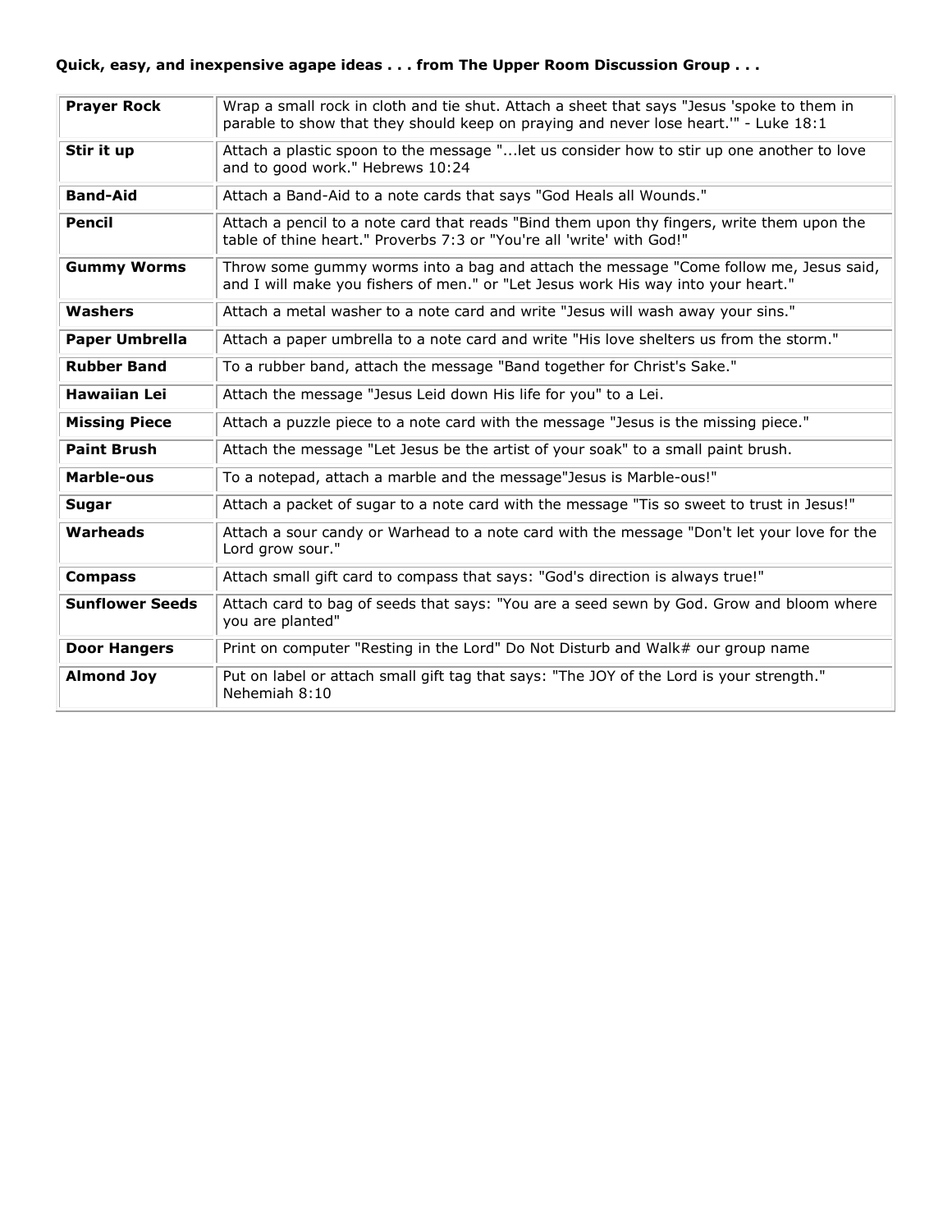**Quick, easy, and inexpensive agape ideas . . . from The Upper Room Discussion Group . . .**

| | |
|---|---|
| **Prayer Rock** | Wrap a small rock in cloth and tie shut. Attach a sheet that says "Jesus 'spoke to them in parable to show that they should keep on praying and never lose heart.'" - Luke 18:1 |
| **Stir it up** | Attach a plastic spoon to the message "...let us consider how to stir up one another to love and to good work." Hebrews 10:24 |
| **Band-Aid** | Attach a Band-Aid to a note cards that says "God Heals all Wounds." |
| **Pencil** | Attach a pencil to a note card that reads "Bind them upon thy fingers, write them upon the table of thine heart." Proverbs 7:3 or "You're all 'write' with God!" |
| **Gummy Worms** | Throw some gummy worms into a bag and attach the message "Come follow me, Jesus said, and I will make you fishers of men." or "Let Jesus work His way into your heart." |
| **Washers** | Attach a metal washer to a note card and write "Jesus will wash away your sins." |
| **Paper Umbrella** | Attach a paper umbrella to a note card and write "His love shelters us from the storm." |
| **Rubber Band** | To a rubber band, attach the message "Band together for Christ's Sake." |
| **Hawaiian Lei** | Attach the message "Jesus Leid down His life for you" to a Lei. |
| **Missing Piece** | Attach a puzzle piece to a note card with the message "Jesus is the missing piece." |
| **Paint Brush** | Attach the message "Let Jesus be the artist of your soak" to a small paint brush. |
| **Marble-ous** | To a notepad, attach a marble and the message"Jesus is Marble-ous!" |
| **Sugar** | Attach a packet of sugar to a note card with the message "Tis so sweet to trust in Jesus!" |
| **Warheads** | Attach a sour candy or Warhead to a note card with the message "Don't let your love for the Lord grow sour." |
| **Compass** | Attach small gift card to compass that says: "God's direction is always true!" |
| **Sunflower Seeds** | Attach card to bag of seeds that says: "You are a seed sewn by God. Grow and bloom where you are planted" |
| **Door Hangers** | Print on computer "Resting in the Lord" Do Not Disturb and Walk# our group name |
| **Almond Joy** | Put on label or attach small gift tag that says: "The JOY of the Lord is your strength." Nehemiah 8:10 |